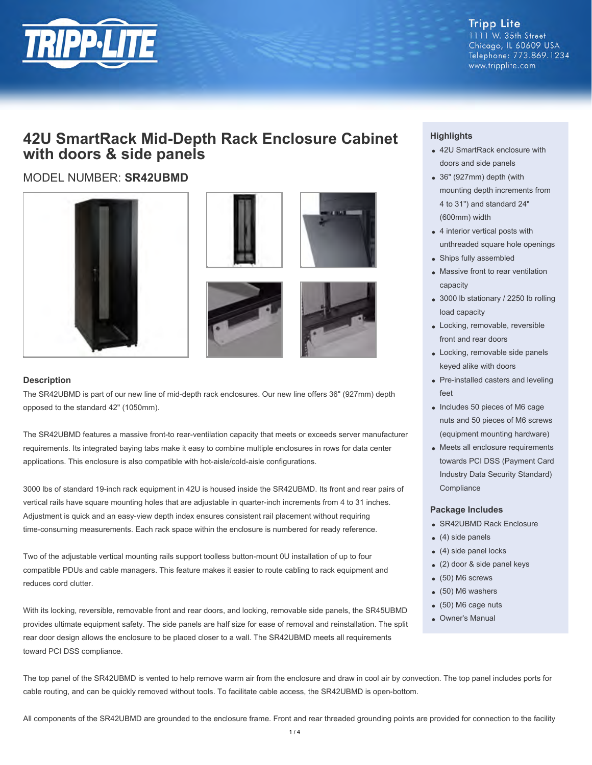Tripp Lite
1111 W. 35th Street
Chicago, IL 60609 USA
Telephone: 773.869.1234
www.tripplite.com

# 42U SmartRack Mid-Depth Rack Enclosure Cabinet with doors & side panels

MODEL NUMBER: **SR42UBMD**

## Highlights

- 42U SmartRack enclosure with doors and side panels
- 36" (927mm) depth (with mounting depth increments from 4 to 31") and standard 24" (600mm) width
- 4 interior vertical posts with unthreaded square hole openings
- Ships fully assembled
- Massive front to rear ventilation capacity
- 3000 lb stationary / 2250 lb rolling load capacity
- Locking, removable, reversible front and rear doors
- Locking, removable side panels keyed alike with doors
- Pre-installed casters and leveling feet
- Includes 50 pieces of M6 cage nuts and 50 pieces of M6 screws (equipment mounting hardware)
- Meets all enclosure requirements towards PCI DSS (Payment Card Industry Data Security Standard) Compliance

## Package Includes

- SR42UBMD Rack Enclosure
- (4) side panels
- (4) side panel locks
- (2) door & side panel keys
- (50) M6 screws
- (50) M6 washers
- (50) M6 cage nuts
- Owner's Manual

## Description

The SR42UBMD is part of our new line of mid-depth rack enclosures. Our new line offers 36" (927mm) depth opposed to the standard 42" (1050mm).

The SR42UBMD features a massive front-to rear-ventilation capacity that meets or exceeds server manufacturer requirements. Its integrated baying tabs make it easy to combine multiple enclosures in rows for data center applications. This enclosure is also compatible with hot-aisle/cold-aisle configurations.

3000 lbs of standard 19-inch rack equipment in 42U is housed inside the SR42UBMD. Its front and rear pairs of vertical rails have square mounting holes that are adjustable in quarter-inch increments from 4 to 31 inches. Adjustment is quick and an easy-view depth index ensures consistent rail placement without requiring time-consuming measurements. Each rack space within the enclosure is numbered for ready reference.

Two of the adjustable vertical mounting rails support toolless button-mount 0U installation of up to four compatible PDUs and cable managers. This feature makes it easier to route cabling to rack equipment and reduces cord clutter.

With its locking, reversible, removable front and rear doors, and locking, removable side panels, the SR45UBMD provides ultimate equipment safety. The side panels are half size for ease of removal and reinstallation. The split rear door design allows the enclosure to be placed closer to a wall. The SR42UBMD meets all requirements toward PCI DSS compliance.

The top panel of the SR42UBMD is vented to help remove warm air from the enclosure and draw in cool air by convection. The top panel includes ports for cable routing, and can be quickly removed without tools. To facilitate cable access, the SR42UBMD is open-bottom.

All components of the SR42UBMD are grounded to the enclosure frame. Front and rear threaded grounding points are provided for connection to the facility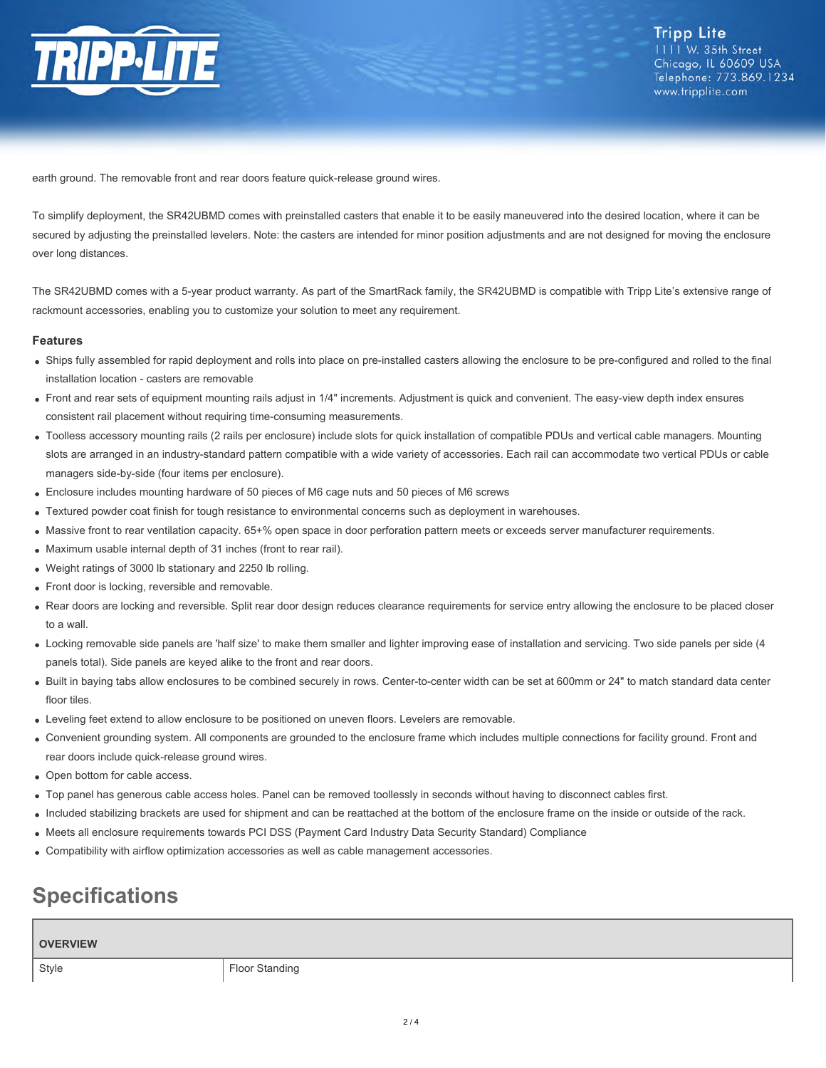earth ground. The removable front and rear doors feature quick-release ground wires.

To simplify deployment, the SR42UBMD comes with preinstalled casters that enable it to be easily maneuvered into the desired location, where it can be secured by adjusting the preinstalled levelers. Note: the casters are intended for minor position adjustments and are not designed for moving the enclosure over long distances.

The SR42UBMD comes with a 5-year product warranty. As part of the SmartRack family, the SR42UBMD is compatible with Tripp Lite's extensive range of rackmount accessories, enabling you to customize your solution to meet any requirement.

### Features

- Ships fully assembled for rapid deployment and rolls into place on pre-installed casters allowing the enclosure to be pre-configured and rolled to the final installation location - casters are removable
- Front and rear sets of equipment mounting rails adjust in 1/4" increments. Adjustment is quick and convenient. The easy-view depth index ensures consistent rail placement without requiring time-consuming measurements.
- Toolless accessory mounting rails (2 rails per enclosure) include slots for quick installation of compatible PDUs and vertical cable managers. Mounting slots are arranged in an industry-standard pattern compatible with a wide variety of accessories. Each rail can accommodate two vertical PDUs or cable managers side-by-side (four items per enclosure).
- Enclosure includes mounting hardware of 50 pieces of M6 cage nuts and 50 pieces of M6 screws
- Textured powder coat finish for tough resistance to environmental concerns such as deployment in warehouses.
- Massive front to rear ventilation capacity. 65+% open space in door perforation pattern meets or exceeds server manufacturer requirements.
- Maximum usable internal depth of 31 inches (front to rear rail).
- Weight ratings of 3000 lb stationary and 2250 lb rolling.
- Front door is locking, reversible and removable.
- Rear doors are locking and reversible. Split rear door design reduces clearance requirements for service entry allowing the enclosure to be placed closer to a wall.
- Locking removable side panels are 'half size' to make them smaller and lighter improving ease of installation and servicing. Two side panels per side (4 panels total). Side panels are keyed alike to the front and rear doors.
- Built in baying tabs allow enclosures to be combined securely in rows. Center-to-center width can be set at 600mm or 24" to match standard data center floor tiles.
- Leveling feet extend to allow enclosure to be positioned on uneven floors. Levelers are removable.
- Convenient grounding system. All components are grounded to the enclosure frame which includes multiple connections for facility ground. Front and rear doors include quick-release ground wires.
- Open bottom for cable access.
- Top panel has generous cable access holes. Panel can be removed toollessly in seconds without having to disconnect cables first.
- Included stabilizing brackets are used for shipment and can be reattached at the bottom of the enclosure frame on the inside or outside of the rack.
- Meets all enclosure requirements towards PCI DSS (Payment Card Industry Data Security Standard) Compliance
- Compatibility with airflow optimization accessories as well as cable management accessories.

## Specifications

| OVERVIEW | |
|---|---|
| Style | Floor Standing |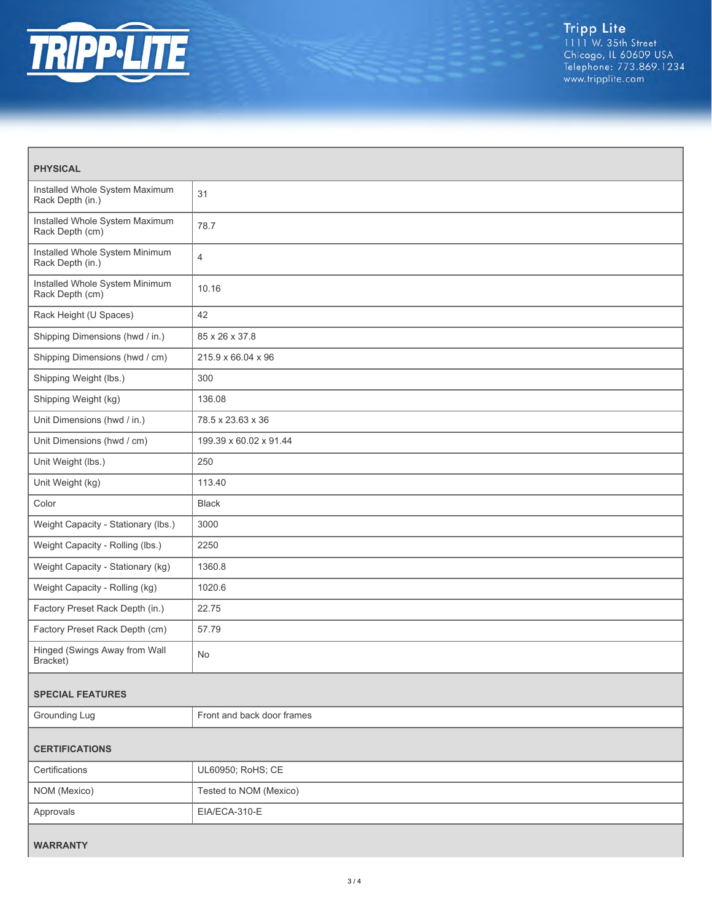| PHYSICAL | |
|---|---|
| Installed Whole System Maximum Rack Depth (in.) | 31 |
| Installed Whole System Maximum Rack Depth (cm) | 78.7 |
| Installed Whole System Minimum Rack Depth (in.) | 4 |
| Installed Whole System Minimum Rack Depth (cm) | 10.16 |
| Rack Height (U Spaces) | 42 |
| Shipping Dimensions (hwd / in.) | 85 x 26 x 37.8 |
| Shipping Dimensions (hwd / cm) | 215.9 x 66.04 x 96 |
| Shipping Weight (lbs.) | 300 |
| Shipping Weight (kg) | 136.08 |
| Unit Dimensions (hwd / in.) | 78.5 x 23.63 x 36 |
| Unit Dimensions (hwd / cm) | 199.39 x 60.02 x 91.44 |
| Unit Weight (lbs.) | 250 |
| Unit Weight (kg) | 113.40 |
| Color | Black |
| Weight Capacity - Stationary (lbs.) | 3000 |
| Weight Capacity - Rolling (lbs.) | 2250 |
| Weight Capacity - Stationary (kg) | 1360.8 |
| Weight Capacity - Rolling (kg) | 1020.6 |
| Factory Preset Rack Depth (in.) | 22.75 |
| Factory Preset Rack Depth (cm) | 57.79 |
| Hinged (Swings Away from Wall Bracket) | No |

| SPECIAL FEATURES | |
|---|---|
| Grounding Lug | Front and back door frames |

| CERTIFICATIONS | |
|---|---|
| Certifications | UL60950; RoHS; CE |
| NOM (Mexico) | Tested to NOM (Mexico) |
| Approvals | EIA/ECA-310-E |

**WARRANTY**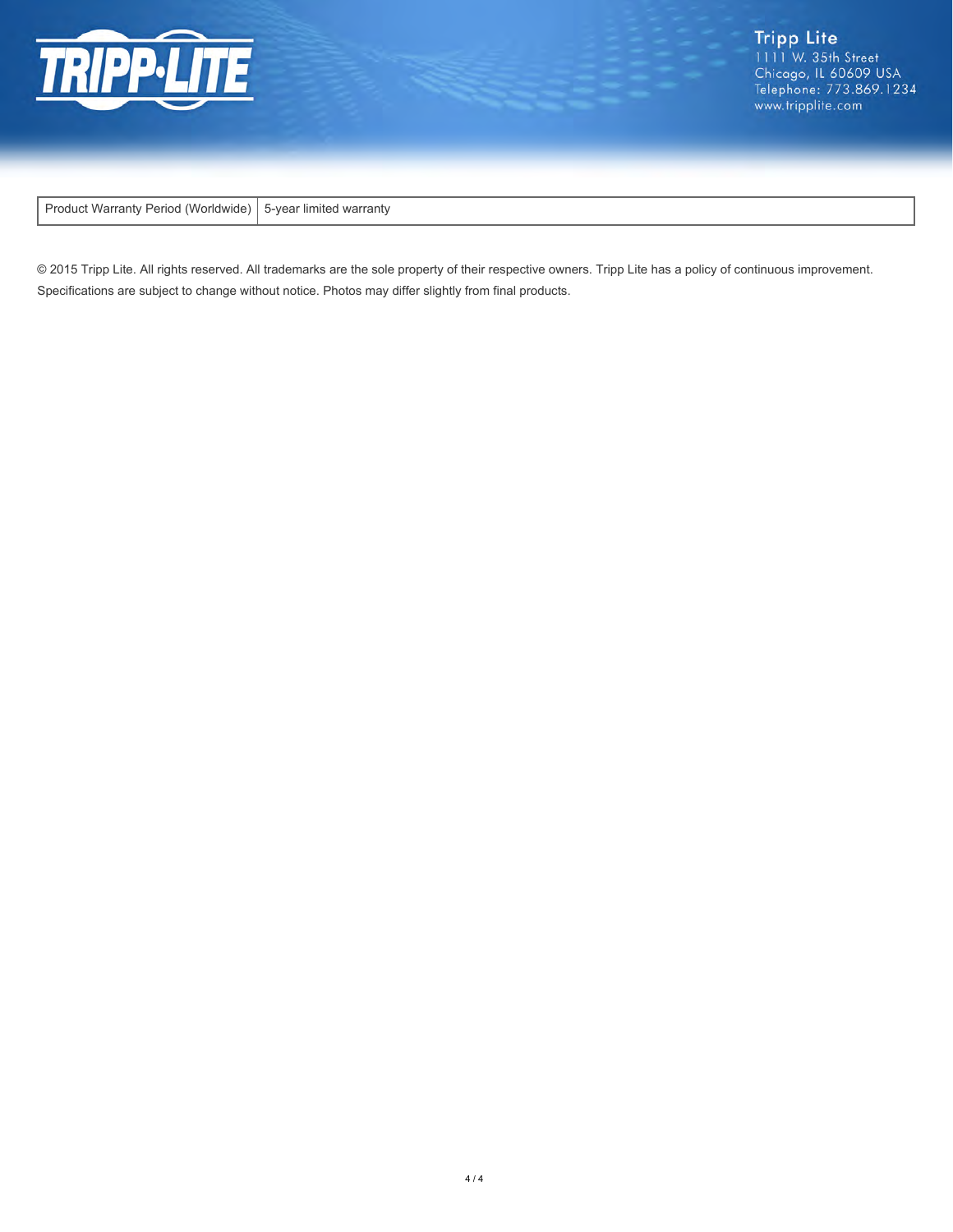| | |
|---|---|
| Product Warranty Period (Worldwide) | 5-year limited warranty |

© 2015 Tripp Lite. All rights reserved. All trademarks are the sole property of their respective owners. Tripp Lite has a policy of continuous improvement. Specifications are subject to change without notice. Photos may differ slightly from final products.